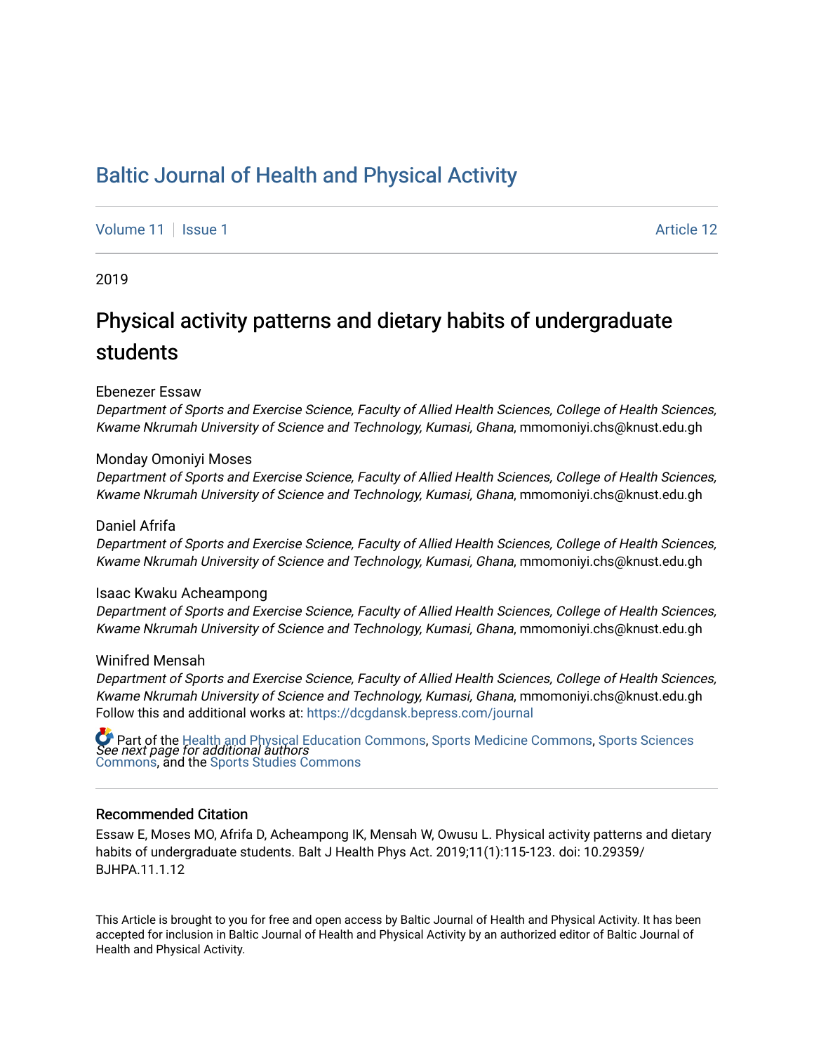# Baltic Journal of Health and Physical Activity

Volume 11 | Issue 1 | Article 12

2019

## Physical activity patterns and dietary habits of undergraduate students

Ebenezer Essaw
*Department of Sports and Exercise Science, Faculty of Allied Health Sciences, College of Health Sciences, Kwame Nkrumah University of Science and Technology, Kumasi, Ghana*, mmomoniyi.chs@knust.edu.gh

Monday Omoniyi Moses
*Department of Sports and Exercise Science, Faculty of Allied Health Sciences, College of Health Sciences, Kwame Nkrumah University of Science and Technology, Kumasi, Ghana*, mmomoniyi.chs@knust.edu.gh

Daniel Afrifa
*Department of Sports and Exercise Science, Faculty of Allied Health Sciences, College of Health Sciences, Kwame Nkrumah University of Science and Technology, Kumasi, Ghana*, mmomoniyi.chs@knust.edu.gh

Isaac Kwaku Acheampong
*Department of Sports and Exercise Science, Faculty of Allied Health Sciences, College of Health Sciences, Kwame Nkrumah University of Science and Technology, Kumasi, Ghana*, mmomoniyi.chs@knust.edu.gh

Winifred Mensah
*Department of Sports and Exercise Science, Faculty of Allied Health Sciences, College of Health Sciences, Kwame Nkrumah University of Science and Technology, Kumasi, Ghana*, mmomoniyi.chs@knust.edu.gh

*See next page for additional authors*

Follow this and additional works at: https://dcgdansk.bepress.com/journal

Part of the Health and Physical Education Commons, Sports Medicine Commons, Sports Sciences Commons, and the Sports Studies Commons

### Recommended Citation

Essaw E, Moses MO, Afrifa D, Acheampong IK, Mensah W, Owusu L. Physical activity patterns and dietary habits of undergraduate students. Balt J Health Phys Act. 2019;11(1):115-123. doi: 10.29359/BJHPA.11.1.12

This Article is brought to you for free and open access by Baltic Journal of Health and Physical Activity. It has been accepted for inclusion in Baltic Journal of Health and Physical Activity by an authorized editor of Baltic Journal of Health and Physical Activity.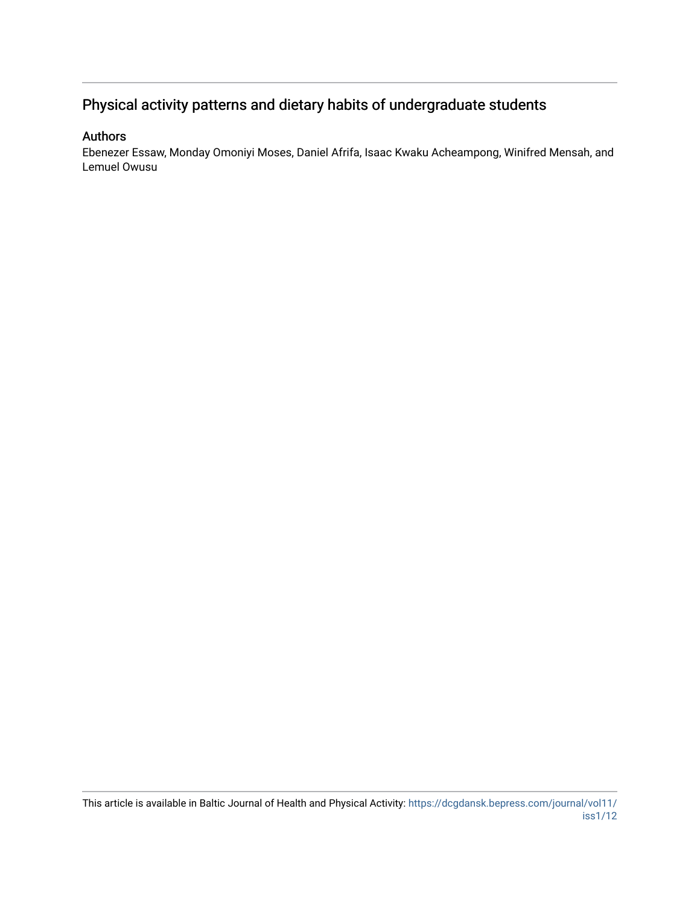## Physical activity patterns and dietary habits of undergraduate students

### Authors

Ebenezer Essaw, Monday Omoniyi Moses, Daniel Afrifa, Isaac Kwaku Acheampong, Winifred Mensah, and Lemuel Owusu

This article is available in Baltic Journal of Health and Physical Activity: https://dcgdansk.bepress.com/journal/vol11/iss1/12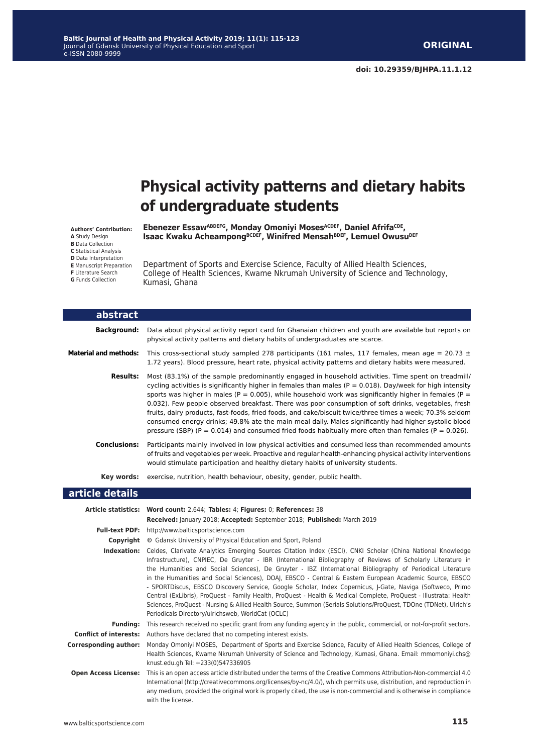ORIGINAL

doi: 10.29359/BJHPA.11.1.12

# Physical activity patterns and dietary habits of undergraduate students

**Authors' Contribution:**
**A** Study Design
**B** Data Collection
**C** Statistical Analysis
**D** Data Interpretation
**E** Manuscript Preparation
**F** Literature Search
**G** Funds Collection

**Ebenezer Essaw[ABDEFG], Monday Omoniyi Moses[ACDEF], Daniel Afrifa[CDE], Isaac Kwaku Acheampong[BCDEF], Winifred Mensah[BDEF], Lemuel Owusu[DEF]**

Department of Sports and Exercise Science, Faculty of Allied Health Sciences, College of Health Sciences, Kwame Nkrumah University of Science and Technology, Kumasi, Ghana

## abstract

**Background:** Data about physical activity report card for Ghanaian children and youth are available but reports on physical activity patterns and dietary habits of undergraduates are scarce.

**Material and methods:** This cross-sectional study sampled 278 participants (161 males, 117 females, mean age = 20.73 ± 1.72 years). Blood pressure, heart rate, physical activity patterns and dietary habits were measured.

**Results:** Most (83.1%) of the sample predominantly engaged in household activities. Time spent on treadmill/cycling activities is significantly higher in females than males ($P = 0.018$). Day/week for high intensity sports was higher in males ($P = 0.005$), while household work was significantly higher in females ($P = 0.032$). Few people observed breakfast. There was poor consumption of soft drinks, vegetables, fresh fruits, dairy products, fast-foods, fried foods, and cake/biscuit twice/three times a week; 70.3% seldom consumed energy drinks; 49.8% ate the main meal daily. Males significantly had higher systolic blood pressure (SBP) ($P = 0.014$) and consumed fried foods habitually more often than females ($P = 0.026$).

**Conclusions:** Participants mainly involved in low physical activities and consumed less than recommended amounts of fruits and vegetables per week. Proactive and regular health-enhancing physical activity interventions would stimulate participation and healthy dietary habits of university students.

**Key words:** exercise, nutrition, health behaviour, obesity, gender, public health.

## article details

**Article statistics:** **Word count:** 2,644; **Tables:** 4; **Figures:** 0; **References:** 38

**Received:** January 2018; **Accepted:** September 2018; **Published:** March 2019

**Full-text PDF:** http://www.balticsportscience.com

**Copyright** © Gdansk University of Physical Education and Sport, Poland

**Indexation:** Celdes, Clarivate Analytics Emerging Sources Citation Index (ESCI), CNKI Scholar (China National Knowledge Infrastructure), CNPIEC, De Gruyter - IBR (International Bibliography of Reviews of Scholarly Literature in the Humanities and Social Sciences), De Gruyter - IBZ (International Bibliography of Periodical Literature in the Humanities and Social Sciences), DOAJ, EBSCO - Central & Eastern European Academic Source, EBSCO - SPORTDiscus, EBSCO Discovery Service, Google Scholar, Index Copernicus, J-Gate, Naviga (Softweco, Primo Central (ExLibris), ProQuest - Family Health, ProQuest - Health & Medical Complete, ProQuest - Illustrata: Health Sciences, ProQuest - Nursing & Allied Health Source, Summon (Serials Solutions/ProQuest, TDOne (TDNet), Ulrich's Periodicals Directory/ulrichsweb, WorldCat (OCLC)

**Funding:** This research received no specific grant from any funding agency in the public, commercial, or not-for-profit sectors.

**Conflict of interests:** Authors have declared that no competing interest exists.

**Corresponding author:** Monday Omoniyi MOSES, Department of Sports and Exercise Science, Faculty of Allied Health Sciences, College of Health Sciences, Kwame Nkrumah University of Science and Technology, Kumasi, Ghana. Email: mmomoniyi.chs@knust.edu.gh Tel: +233(0)547336905

**Open Access License:** This is an open access article distributed under the terms of the Creative Commons Attribution-Non-commercial 4.0 International (http://creativecommons.org/licenses/by-nc/4.0/), which permits use, distribution, and reproduction in any medium, provided the original work is properly cited, the use is non-commercial and is otherwise in compliance with the license.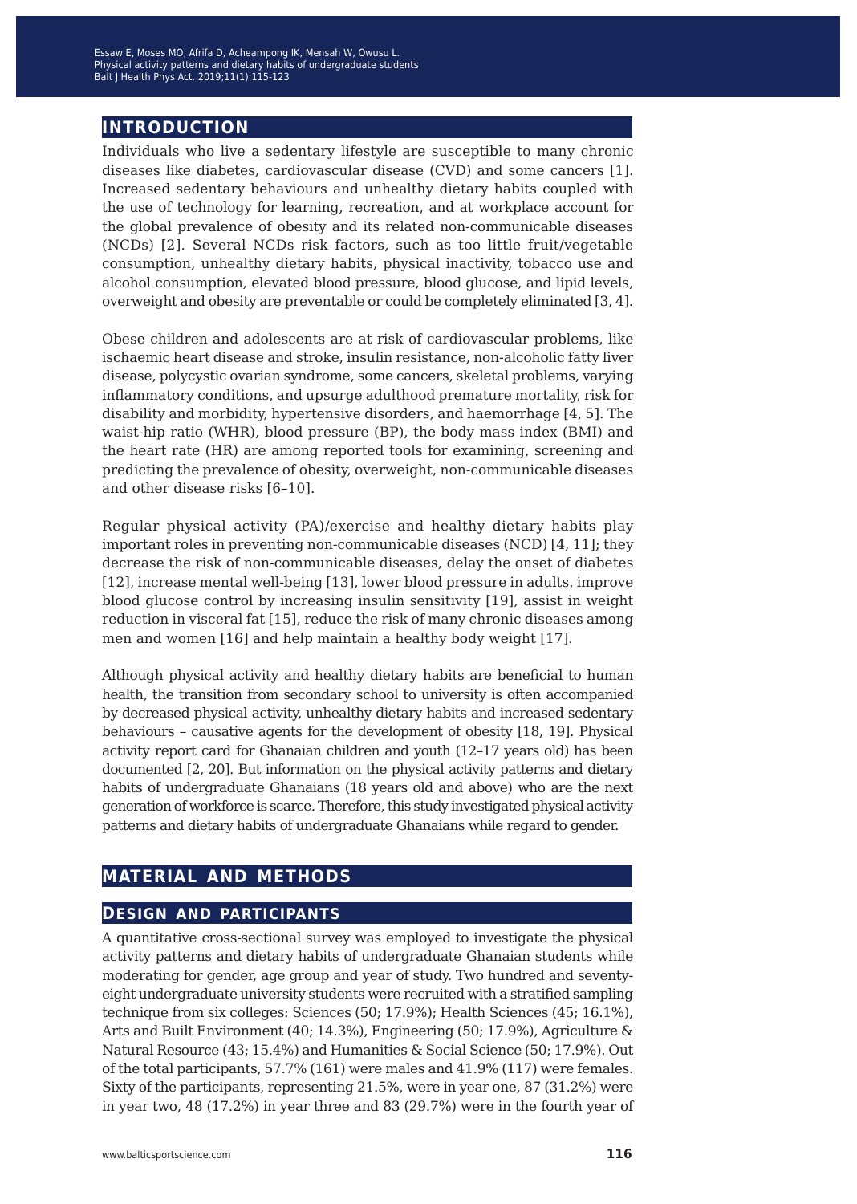## INTRODUCTION

Individuals who live a sedentary lifestyle are susceptible to many chronic diseases like diabetes, cardiovascular disease (CVD) and some cancers [1]. Increased sedentary behaviours and unhealthy dietary habits coupled with the use of technology for learning, recreation, and at workplace account for the global prevalence of obesity and its related non-communicable diseases (NCDs) [2]. Several NCDs risk factors, such as too little fruit/vegetable consumption, unhealthy dietary habits, physical inactivity, tobacco use and alcohol consumption, elevated blood pressure, blood glucose, and lipid levels, overweight and obesity are preventable or could be completely eliminated [3, 4].

Obese children and adolescents are at risk of cardiovascular problems, like ischaemic heart disease and stroke, insulin resistance, non-alcoholic fatty liver disease, polycystic ovarian syndrome, some cancers, skeletal problems, varying inflammatory conditions, and upsurge adulthood premature mortality, risk for disability and morbidity, hypertensive disorders, and haemorrhage [4, 5]. The waist-hip ratio (WHR), blood pressure (BP), the body mass index (BMI) and the heart rate (HR) are among reported tools for examining, screening and predicting the prevalence of obesity, overweight, non-communicable diseases and other disease risks [6–10].

Regular physical activity (PA)/exercise and healthy dietary habits play important roles in preventing non-communicable diseases (NCD) [4, 11]; they decrease the risk of non-communicable diseases, delay the onset of diabetes [12], increase mental well-being [13], lower blood pressure in adults, improve blood glucose control by increasing insulin sensitivity [19], assist in weight reduction in visceral fat [15], reduce the risk of many chronic diseases among men and women [16] and help maintain a healthy body weight [17].

Although physical activity and healthy dietary habits are beneficial to human health, the transition from secondary school to university is often accompanied by decreased physical activity, unhealthy dietary habits and increased sedentary behaviours – causative agents for the development of obesity [18, 19]. Physical activity report card for Ghanaian children and youth (12–17 years old) has been documented [2, 20]. But information on the physical activity patterns and dietary habits of undergraduate Ghanaians (18 years old and above) who are the next generation of workforce is scarce. Therefore, this study investigated physical activity patterns and dietary habits of undergraduate Ghanaians while regard to gender.

## MATERIAL AND METHODS

### DESIGN AND PARTICIPANTS

A quantitative cross-sectional survey was employed to investigate the physical activity patterns and dietary habits of undergraduate Ghanaian students while moderating for gender, age group and year of study. Two hundred and seventy-eight undergraduate university students were recruited with a stratified sampling technique from six colleges: Sciences (50; 17.9%); Health Sciences (45; 16.1%), Arts and Built Environment (40; 14.3%), Engineering (50; 17.9%), Agriculture & Natural Resource (43; 15.4%) and Humanities & Social Science (50; 17.9%). Out of the total participants, 57.7% (161) were males and 41.9% (117) were females. Sixty of the participants, representing 21.5%, were in year one, 87 (31.2%) were in year two, 48 (17.2%) in year three and 83 (29.7%) were in the fourth year of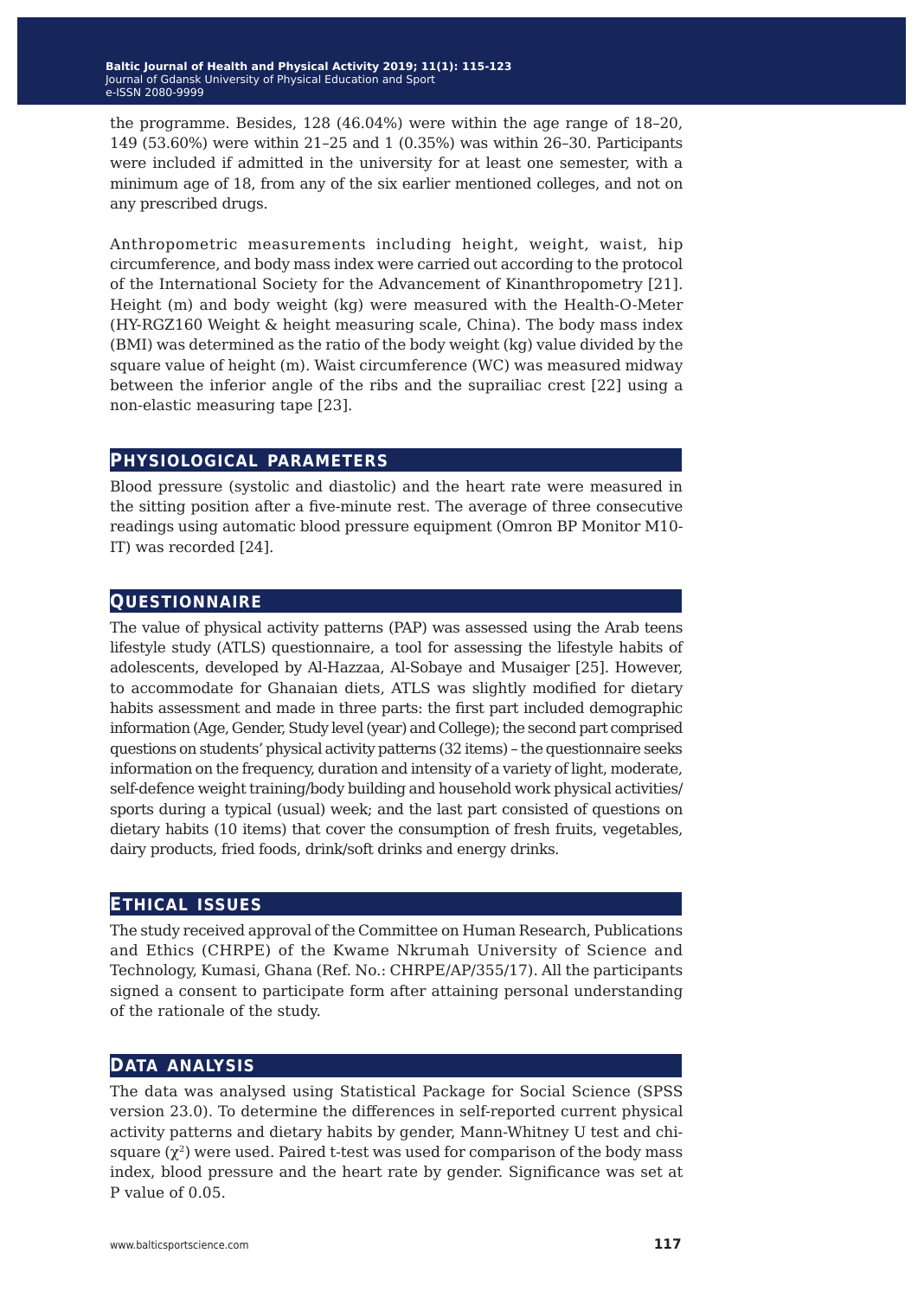the programme. Besides, 128 (46.04%) were within the age range of 18–20, 149 (53.60%) were within 21–25 and 1 (0.35%) was within 26–30. Participants were included if admitted in the university for at least one semester, with a minimum age of 18, from any of the six earlier mentioned colleges, and not on any prescribed drugs.

Anthropometric measurements including height, weight, waist, hip circumference, and body mass index were carried out according to the protocol of the International Society for the Advancement of Kinanthropometry [21]. Height (m) and body weight (kg) were measured with the Health-O-Meter (HY-RGZ160 Weight & height measuring scale, China). The body mass index (BMI) was determined as the ratio of the body weight (kg) value divided by the square value of height (m). Waist circumference (WC) was measured midway between the inferior angle of the ribs and the suprailiac crest [22] using a non-elastic measuring tape [23].

## Physiological parameters

Blood pressure (systolic and diastolic) and the heart rate were measured in the sitting position after a five-minute rest. The average of three consecutive readings using automatic blood pressure equipment (Omron BP Monitor M10-IT) was recorded [24].

## Questionnaire

The value of physical activity patterns (PAP) was assessed using the Arab teens lifestyle study (ATLS) questionnaire, a tool for assessing the lifestyle habits of adolescents, developed by Al-Hazzaa, Al-Sobaye and Musaiger [25]. However, to accommodate for Ghanaian diets, ATLS was slightly modified for dietary habits assessment and made in three parts: the first part included demographic information (Age, Gender, Study level (year) and College); the second part comprised questions on students' physical activity patterns (32 items) – the questionnaire seeks information on the frequency, duration and intensity of a variety of light, moderate, self-defence weight training/body building and household work physical activities/sports during a typical (usual) week; and the last part consisted of questions on dietary habits (10 items) that cover the consumption of fresh fruits, vegetables, dairy products, fried foods, drink/soft drinks and energy drinks.

## Ethical issues

The study received approval of the Committee on Human Research, Publications and Ethics (CHRPE) of the Kwame Nkrumah University of Science and Technology, Kumasi, Ghana (Ref. No.: CHRPE/AP/355/17). All the participants signed a consent to participate form after attaining personal understanding of the rationale of the study.

## Data analysis

The data was analysed using Statistical Package for Social Science (SPSS version 23.0). To determine the differences in self-reported current physical activity patterns and dietary habits by gender, Mann-Whitney U test and chi-square ($\chi^2$) were used. Paired t-test was used for comparison of the body mass index, blood pressure and the heart rate by gender. Significance was set at P value of 0.05.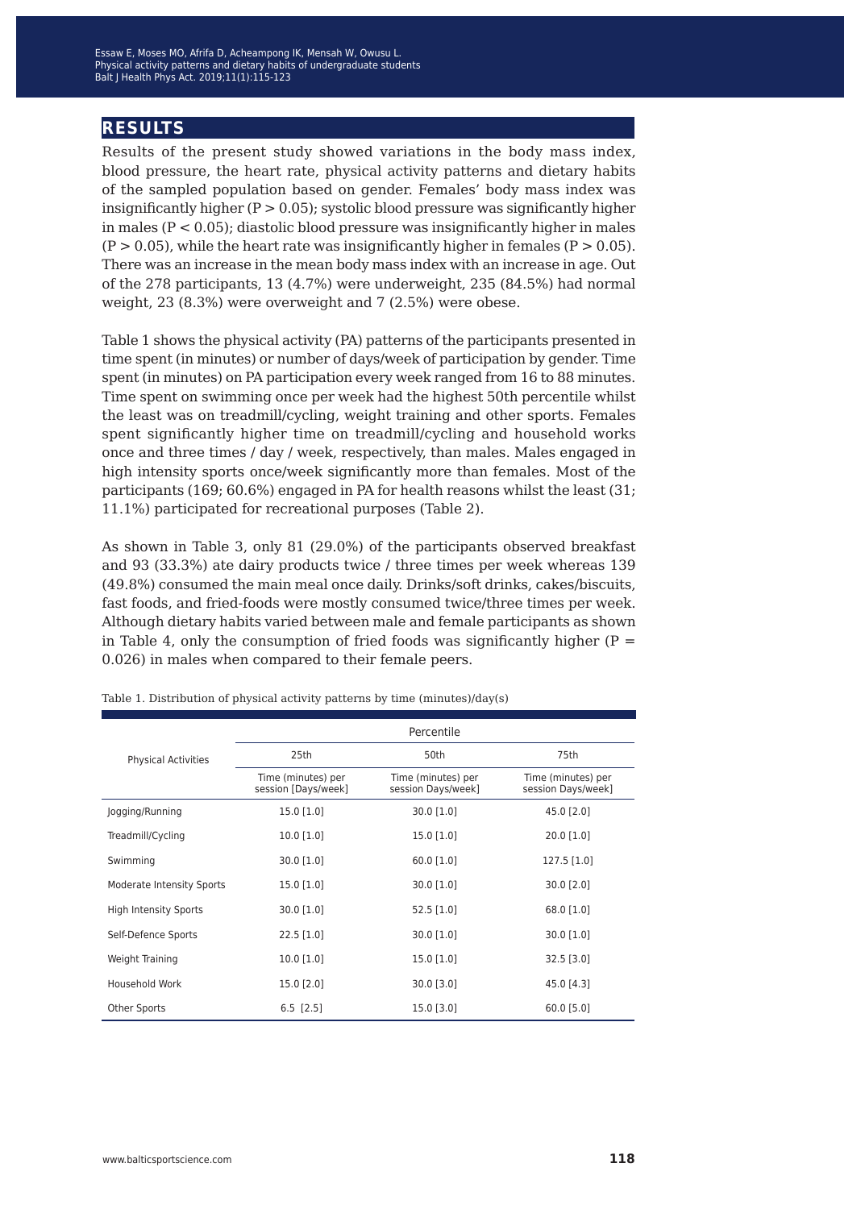## RESULTS

Results of the present study showed variations in the body mass index, blood pressure, the heart rate, physical activity patterns and dietary habits of the sampled population based on gender. Females' body mass index was insignificantly higher ($P > 0.05$); systolic blood pressure was significantly higher in males ($P < 0.05$); diastolic blood pressure was insignificantly higher in males ($P > 0.05$), while the heart rate was insignificantly higher in females ($P > 0.05$). There was an increase in the mean body mass index with an increase in age. Out of the 278 participants, 13 (4.7%) were underweight, 235 (84.5%) had normal weight, 23 (8.3%) were overweight and 7 (2.5%) were obese.

Table 1 shows the physical activity (PA) patterns of the participants presented in time spent (in minutes) or number of days/week of participation by gender. Time spent (in minutes) on PA participation every week ranged from 16 to 88 minutes. Time spent on swimming once per week had the highest 50th percentile whilst the least was on treadmill/cycling, weight training and other sports. Females spent significantly higher time on treadmill/cycling and household works once and three times / day / week, respectively, than males. Males engaged in high intensity sports once/week significantly more than females. Most of the participants (169; 60.6%) engaged in PA for health reasons whilst the least (31; 11.1%) participated for recreational purposes (Table 2).

As shown in Table 3, only 81 (29.0%) of the participants observed breakfast and 93 (33.3%) ate dairy products twice / three times per week whereas 139 (49.8%) consumed the main meal once daily. Drinks/soft drinks, cakes/biscuits, fast foods, and fried-foods were mostly consumed twice/three times per week. Although dietary habits varied between male and female participants as shown in Table 4, only the consumption of fried foods was significantly higher ($P = 0.026$) in males when compared to their female peers.

Table 1. Distribution of physical activity patterns by time (minutes)/day(s)

| Physical Activities | Percentile | | |
|---|---|---|---|
| | 25th | 50th | 75th |
| | Time (minutes) per session [Days/week] | Time (minutes) per session Days/week] | Time (minutes) per session Days/week] |
| Jogging/Running | 15.0 [1.0] | 30.0 [1.0] | 45.0 [2.0] |
| Treadmill/Cycling | 10.0 [1.0] | 15.0 [1.0] | 20.0 [1.0] |
| Swimming | 30.0 [1.0] | 60.0 [1.0] | 127.5 [1.0] |
| Moderate Intensity Sports | 15.0 [1.0] | 30.0 [1.0] | 30.0 [2.0] |
| High Intensity Sports | 30.0 [1.0] | 52.5 [1.0] | 68.0 [1.0] |
| Self-Defence Sports | 22.5 [1.0] | 30.0 [1.0] | 30.0 [1.0] |
| Weight Training | 10.0 [1.0] | 15.0 [1.0] | 32.5 [3.0] |
| Household Work | 15.0 [2.0] | 30.0 [3.0] | 45.0 [4.3] |
| Other Sports | 6.5 [2.5] | 15.0 [3.0] | 60.0 [5.0] |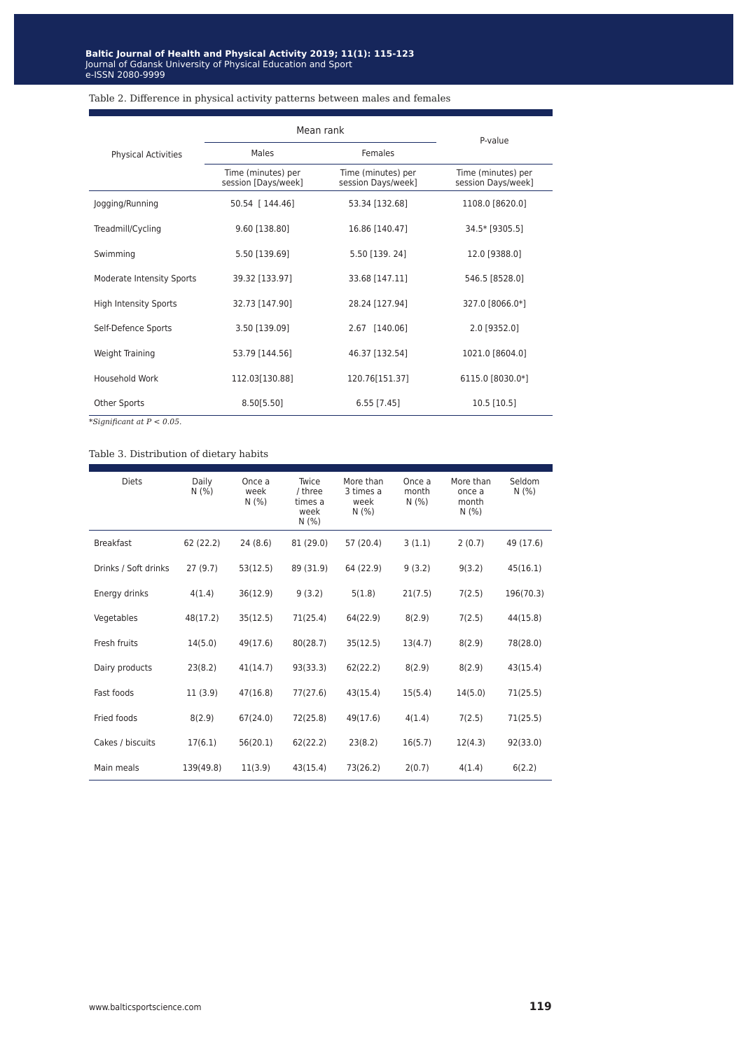Table 2. Difference in physical activity patterns between males and females

| Physical Activities | Mean rank | | P-value |
|---|---|---|---|
| | Males | Females | |
| | Time (minutes) per session [Days/week] | Time (minutes) per session Days/week] | Time (minutes) per session Days/week] |
| Jogging/Running | 50.54 [ 144.46] | 53.34 [132.68] | 1108.0 [8620.0] |
| Treadmill/Cycling | 9.60 [138.80] | 16.86 [140.47] | 34.5* [9305.5] |
| Swimming | 5.50 [139.69] | 5.50 [139. 24] | 12.0 [9388.0] |
| Moderate Intensity Sports | 39.32 [133.97] | 33.68 [147.11] | 546.5 [8528.0] |
| High Intensity Sports | 32.73 [147.90] | 28.24 [127.94] | 327.0 [8066.0*] |
| Self-Defence Sports | 3.50 [139.09] | 2.67 [140.06] | 2.0 [9352.0] |
| Weight Training | 53.79 [144.56] | 46.37 [132.54] | 1021.0 [8604.0] |
| Household Work | 112.03[130.88] | 120.76[151.37] | 6115.0 [8030.0*] |
| Other Sports | 8.50[5.50] | 6.55 [7.45] | 10.5 [10.5] |

*Significant at $P < 0.05$.*

Table 3. Distribution of dietary habits

| Diets | Daily N (%) | Once a week N (%) | Twice / three times a week N (%) | More than 3 times a week N (%) | Once a month N (%) | More than once a month N (%) | Seldom N (%) |
|---|---|---|---|---|---|---|---|
| Breakfast | 62 (22.2) | 24 (8.6) | 81 (29.0) | 57 (20.4) | 3 (1.1) | 2 (0.7) | 49 (17.6) |
| Drinks / Soft drinks | 27 (9.7) | 53(12.5) | 89 (31.9) | 64 (22.9) | 9 (3.2) | 9(3.2) | 45(16.1) |
| Energy drinks | 4(1.4) | 36(12.9) | 9 (3.2) | 5(1.8) | 21(7.5) | 7(2.5) | 196(70.3) |
| Vegetables | 48(17.2) | 35(12.5) | 71(25.4) | 64(22.9) | 8(2.9) | 7(2.5) | 44(15.8) |
| Fresh fruits | 14(5.0) | 49(17.6) | 80(28.7) | 35(12.5) | 13(4.7) | 8(2.9) | 78(28.0) |
| Dairy products | 23(8.2) | 41(14.7) | 93(33.3) | 62(22.2) | 8(2.9) | 8(2.9) | 43(15.4) |
| Fast foods | 11 (3.9) | 47(16.8) | 77(27.6) | 43(15.4) | 15(5.4) | 14(5.0) | 71(25.5) |
| Fried foods | 8(2.9) | 67(24.0) | 72(25.8) | 49(17.6) | 4(1.4) | 7(2.5) | 71(25.5) |
| Cakes / biscuits | 17(6.1) | 56(20.1) | 62(22.2) | 23(8.2) | 16(5.7) | 12(4.3) | 92(33.0) |
| Main meals | 139(49.8) | 11(3.9) | 43(15.4) | 73(26.2) | 2(0.7) | 4(1.4) | 6(2.2) |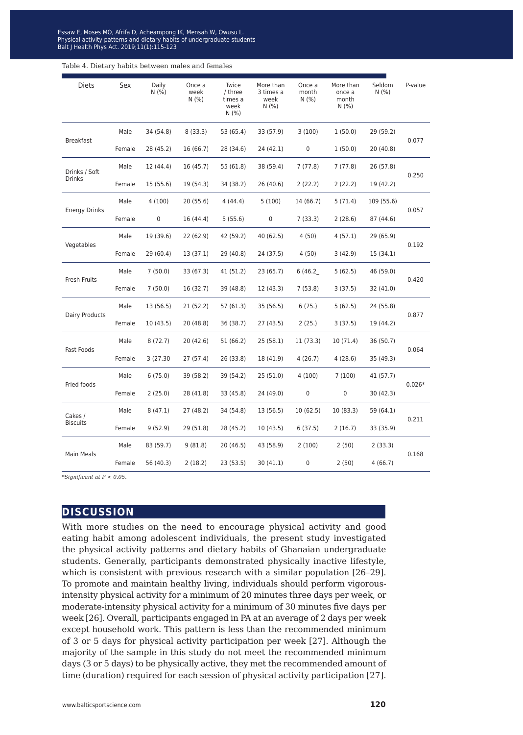Table 4. Dietary habits between males and females

| Diets | Sex | Daily N (%) | Once a week N (%) | Twice / three times a week N (%) | More than 3 times a week N (%) | Once a month N (%) | More than once a month N (%) | Seldom N (%) | P-value |
|---|---|---|---|---|---|---|---|---|---|
| Breakfast | Male | 34 (54.8) | 8 (33.3) | 53 (65.4) | 33 (57.9) | 3 (100) | 1 (50.0) | 29 (59.2) | 0.077 |
| | Female | 28 (45.2) | 16 (66.7) | 28 (34.6) | 24 (42.1) | 0 | 1 (50.0) | 20 (40.8) | |
| Drinks / Soft Drinks | Male | 12 (44.4) | 16 (45.7) | 55 (61.8) | 38 (59.4) | 7 (77.8) | 7 (77.8) | 26 (57.8) | 0.250 |
| | Female | 15 (55.6) | 19 (54.3) | 34 (38.2) | 26 (40.6) | 2 (22.2) | 2 (22.2) | 19 (42.2) | |
| Energy Drinks | Male | 4 (100) | 20 (55.6) | 4 (44.4) | 5 (100) | 14 (66.7) | 5 (71.4) | 109 (55.6) | 0.057 |
| | Female | 0 | 16 (44.4) | 5 (55.6) | 0 | 7 (33.3) | 2 (28.6) | 87 (44.6) | |
| Vegetables | Male | 19 (39.6) | 22 (62.9) | 42 (59.2) | 40 (62.5) | 4 (50) | 4 (57.1) | 29 (65.9) | 0.192 |
| | Female | 29 (60.4) | 13 (37.1) | 29 (40.8) | 24 (37.5) | 4 (50) | 3 (42.9) | 15 (34.1) | |
| Fresh Fruits | Male | 7 (50.0) | 33 (67.3) | 41 (51.2) | 23 (65.7) | 6 (46.2_ | 5 (62.5) | 46 (59.0) | 0.420 |
| | Female | 7 (50.0) | 16 (32.7) | 39 (48.8) | 12 (43.3) | 7 (53.8) | 3 (37.5) | 32 (41.0) | |
| Dairy Products | Male | 13 (56.5) | 21 (52.2) | 57 (61.3) | 35 (56.5) | 6 (75.) | 5 (62.5) | 24 (55.8) | 0.877 |
| | Female | 10 (43.5) | 20 (48.8) | 36 (38.7) | 27 (43.5) | 2 (25.) | 3 (37.5) | 19 (44.2) | |
| Fast Foods | Male | 8 (72.7) | 20 (42.6) | 51 (66.2) | 25 (58.1) | 11 (73.3) | 10 (71.4) | 36 (50.7) | 0.064 |
| | Female | 3 (27.30 | 27 (57.4) | 26 (33.8) | 18 (41.9) | 4 (26.7) | 4 (28.6) | 35 (49.3) | |
| Fried foods | Male | 6 (75.0) | 39 (58.2) | 39 (54.2) | 25 (51.0) | 4 (100) | 7 (100) | 41 (57.7) | 0.026* |
| | Female | 2 (25.0) | 28 (41.8) | 33 (45.8) | 24 (49.0) | 0 | 0 | 30 (42.3) | |
| Cakes / Biscuits | Male | 8 (47.1) | 27 (48.2) | 34 (54.8) | 13 (56.5) | 10 (62.5) | 10 (83.3) | 59 (64.1) | 0.211 |
| | Female | 9 (52.9) | 29 (51.8) | 28 (45.2) | 10 (43.5) | 6 (37.5) | 2 (16.7) | 33 (35.9) | |
| Main Meals | Male | 83 (59.7) | 9 (81.8) | 20 (46.5) | 43 (58.9) | 2 (100) | 2 (50) | 2 (33.3) | 0.168 |
| | Female | 56 (40.3) | 2 (18.2) | 23 (53.5) | 30 (41.1) | 0 | 2 (50) | 4 (66.7) | |

*\*Significant at $P < 0.05$.*

## DISCUSSION

With more studies on the need to encourage physical activity and good eating habit among adolescent individuals, the present study investigated the physical activity patterns and dietary habits of Ghanaian undergraduate students. Generally, participants demonstrated physically inactive lifestyle, which is consistent with previous research with a similar population [26–29]. To promote and maintain healthy living, individuals should perform vigorous-intensity physical activity for a minimum of 20 minutes three days per week, or moderate-intensity physical activity for a minimum of 30 minutes five days per week [26]. Overall, participants engaged in PA at an average of 2 days per week except household work. This pattern is less than the recommended minimum of 3 or 5 days for physical activity participation per week [27]. Although the majority of the sample in this study do not meet the recommended minimum days (3 or 5 days) to be physically active, they met the recommended amount of time (duration) required for each session of physical activity participation [27].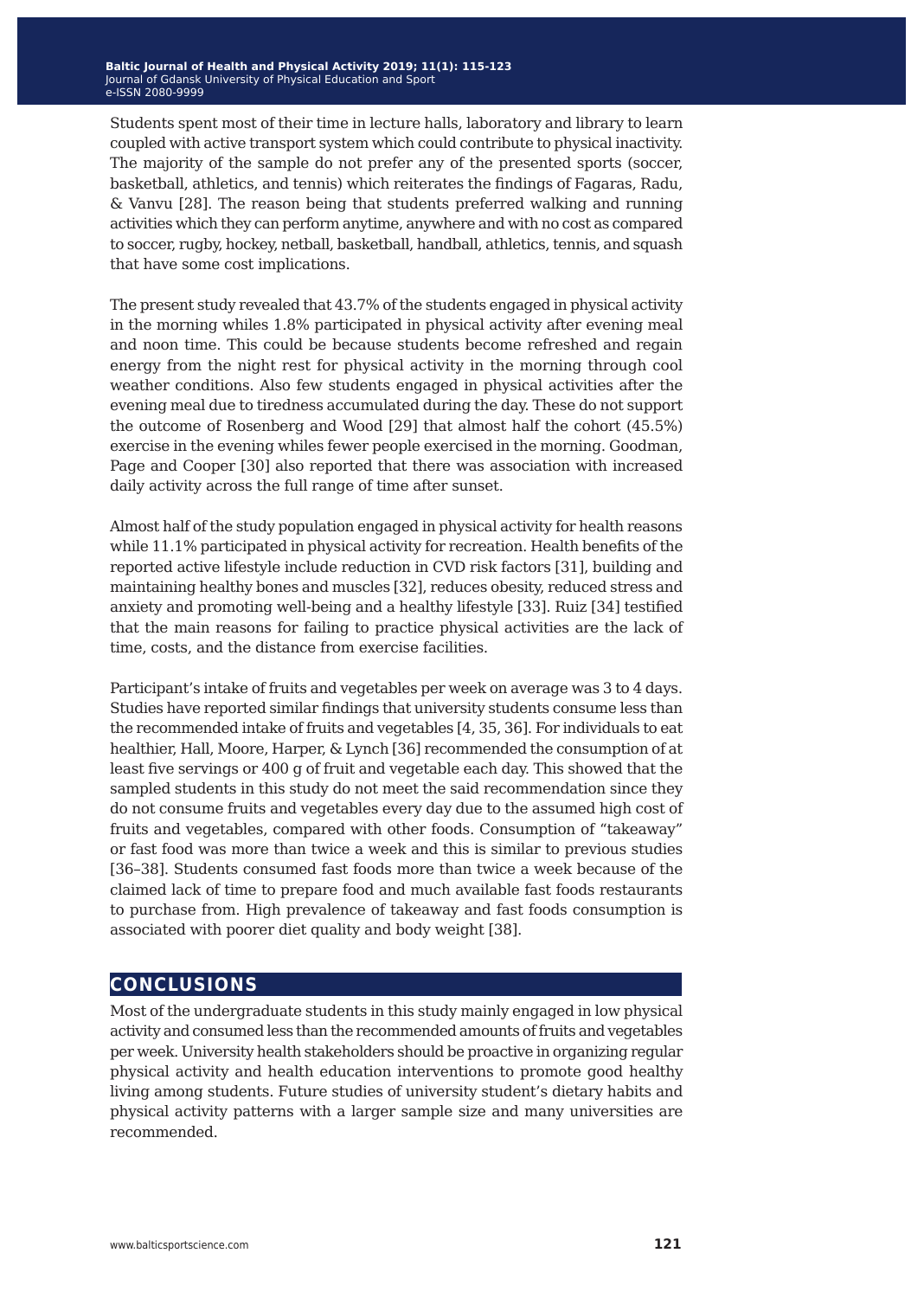Students spent most of their time in lecture halls, laboratory and library to learn coupled with active transport system which could contribute to physical inactivity. The majority of the sample do not prefer any of the presented sports (soccer, basketball, athletics, and tennis) which reiterates the findings of Fagaras, Radu, & Vanvu [28]. The reason being that students preferred walking and running activities which they can perform anytime, anywhere and with no cost as compared to soccer, rugby, hockey, netball, basketball, handball, athletics, tennis, and squash that have some cost implications.

The present study revealed that 43.7% of the students engaged in physical activity in the morning whiles 1.8% participated in physical activity after evening meal and noon time. This could be because students become refreshed and regain energy from the night rest for physical activity in the morning through cool weather conditions. Also few students engaged in physical activities after the evening meal due to tiredness accumulated during the day. These do not support the outcome of Rosenberg and Wood [29] that almost half the cohort (45.5%) exercise in the evening whiles fewer people exercised in the morning. Goodman, Page and Cooper [30] also reported that there was association with increased daily activity across the full range of time after sunset.

Almost half of the study population engaged in physical activity for health reasons while 11.1% participated in physical activity for recreation. Health benefits of the reported active lifestyle include reduction in CVD risk factors [31], building and maintaining healthy bones and muscles [32], reduces obesity, reduced stress and anxiety and promoting well-being and a healthy lifestyle [33]. Ruiz [34] testified that the main reasons for failing to practice physical activities are the lack of time, costs, and the distance from exercise facilities.

Participant's intake of fruits and vegetables per week on average was 3 to 4 days. Studies have reported similar findings that university students consume less than the recommended intake of fruits and vegetables [4, 35, 36]. For individuals to eat healthier, Hall, Moore, Harper, & Lynch [36] recommended the consumption of at least five servings or 400 g of fruit and vegetable each day. This showed that the sampled students in this study do not meet the said recommendation since they do not consume fruits and vegetables every day due to the assumed high cost of fruits and vegetables, compared with other foods. Consumption of "takeaway" or fast food was more than twice a week and this is similar to previous studies [36–38]. Students consumed fast foods more than twice a week because of the claimed lack of time to prepare food and much available fast foods restaurants to purchase from. High prevalence of takeaway and fast foods consumption is associated with poorer diet quality and body weight [38].

## CONCLUSIONS

Most of the undergraduate students in this study mainly engaged in low physical activity and consumed less than the recommended amounts of fruits and vegetables per week. University health stakeholders should be proactive in organizing regular physical activity and health education interventions to promote good healthy living among students. Future studies of university student's dietary habits and physical activity patterns with a larger sample size and many universities are recommended.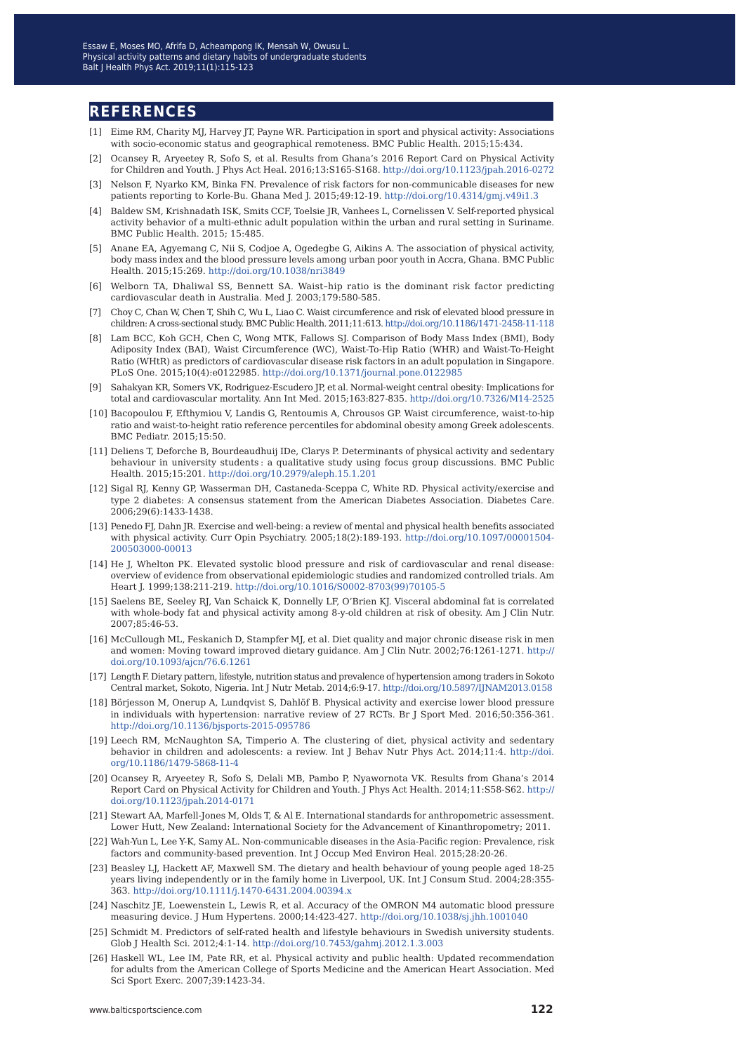## REFERENCES

[1] Eime RM, Charity MJ, Harvey JT, Payne WR. Participation in sport and physical activity: Associations with socio-economic status and geographical remoteness. BMC Public Health. 2015;15:434.

[2] Ocansey R, Aryeetey R, Sofo S, et al. Results from Ghana's 2016 Report Card on Physical Activity for Children and Youth. J Phys Act Heal. 2016;13:S165-S168. http://doi.org/10.1123/jpah.2016-0272

[3] Nelson F, Nyarko KM, Binka FN. Prevalence of risk factors for non-communicable diseases for new patients reporting to Korle-Bu. Ghana Med J. 2015;49:12-19. http://doi.org/10.4314/gmj.v49i1.3

[4] Baldew SM, Krishnadath ISK, Smits CCF, Toelsie JR, Vanhees L, Cornelissen V. Self-reported physical activity behavior of a multi-ethnic adult population within the urban and rural setting in Suriname. BMC Public Health. 2015; 15:485.

[5] Anane EA, Agyemang C, Nii S, Codjoe A, Ogedegbe G, Aikins A. The association of physical activity, body mass index and the blood pressure levels among urban poor youth in Accra, Ghana. BMC Public Health. 2015;15:269. http://doi.org/10.1038/nri3849

[6] Welborn TA, Dhaliwal SS, Bennett SA. Waist–hip ratio is the dominant risk factor predicting cardiovascular death in Australia. Med J. 2003;179:580-585.

[7] Choy C, Chan W, Chen T, Shih C, Wu L, Liao C. Waist circumference and risk of elevated blood pressure in children: A cross-sectional study. BMC Public Health. 2011;11:613. http://doi.org/10.1186/1471-2458-11-118

[8] Lam BCC, Koh GCH, Chen C, Wong MTK, Fallows SJ. Comparison of Body Mass Index (BMI), Body Adiposity Index (BAI), Waist Circumference (WC), Waist-To-Hip Ratio (WHR) and Waist-To-Height Ratio (WHtR) as predictors of cardiovascular disease risk factors in an adult population in Singapore. PLoS One. 2015;10(4):e0122985. http://doi.org/10.1371/journal.pone.0122985

[9] Sahakyan KR, Somers VK, Rodriguez-Escudero JP, et al. Normal-weight central obesity: Implications for total and cardiovascular mortality. Ann Int Med. 2015;163:827-835. http://doi.org/10.7326/M14-2525

[10] Bacopoulou F, Efthymiou V, Landis G, Rentoumis A, Chrousos GP. Waist circumference, waist-to-hip ratio and waist-to-height ratio reference percentiles for abdominal obesity among Greek adolescents. BMC Pediatr. 2015;15:50.

[11] Deliens T, Deforche B, Bourdeaudhuij IDe, Clarys P. Determinants of physical activity and sedentary behaviour in university students : a qualitative study using focus group discussions. BMC Public Health. 2015;15:201. http://doi.org/10.2979/aleph.15.1.201

[12] Sigal RJ, Kenny GP, Wasserman DH, Castaneda-Sceppa C, White RD. Physical activity/exercise and type 2 diabetes: A consensus statement from the American Diabetes Association. Diabetes Care. 2006;29(6):1433-1438.

[13] Penedo FJ, Dahn JR. Exercise and well-being: a review of mental and physical health benefits associated with physical activity. Curr Opin Psychiatry. 2005;18(2):189-193. http://doi.org/10.1097/00001504-200503000-00013

[14] He J, Whelton PK. Elevated systolic blood pressure and risk of cardiovascular and renal disease: overview of evidence from observational epidemiologic studies and randomized controlled trials. Am Heart J. 1999;138:211-219. http://doi.org/10.1016/S0002-8703(99)70105-5

[15] Saelens BE, Seeley RJ, Van Schaick K, Donnelly LF, O'Brien KJ. Visceral abdominal fat is correlated with whole-body fat and physical activity among 8-y-old children at risk of obesity. Am J Clin Nutr. 2007;85:46-53.

[16] McCullough ML, Feskanich D, Stampfer MJ, et al. Diet quality and major chronic disease risk in men and women: Moving toward improved dietary guidance. Am J Clin Nutr. 2002;76:1261-1271. http://doi.org/10.1093/ajcn/76.6.1261

[17] Length F. Dietary pattern, lifestyle, nutrition status and prevalence of hypertension among traders in Sokoto Central market, Sokoto, Nigeria. Int J Nutr Metab. 2014;6:9-17. http://doi.org/10.5897/IJNAM2013.0158

[18] Börjesson M, Onerup A, Lundqvist S, Dahlöf B. Physical activity and exercise lower blood pressure in individuals with hypertension: narrative review of 27 RCTs. Br J Sport Med. 2016;50:356-361. http://doi.org/10.1136/bjsports-2015-095786

[19] Leech RM, McNaughton SA, Timperio A. The clustering of diet, physical activity and sedentary behavior in children and adolescents: a review. Int J Behav Nutr Phys Act. 2014;11:4. http://doi.org/10.1186/1479-5868-11-4

[20] Ocansey R, Aryeetey R, Sofo S, Delali MB, Pambo P, Nyawornota VK. Results from Ghana's 2014 Report Card on Physical Activity for Children and Youth. J Phys Act Health. 2014;11:S58-S62. http://doi.org/10.1123/jpah.2014-0171

[21] Stewart AA, Marfell-Jones M, Olds T, & Al E. International standards for anthropometric assessment. Lower Hutt, New Zealand: International Society for the Advancement of Kinanthropometry; 2011.

[22] Wah-Yun L, Lee Y-K, Samy AL. Non-communicable diseases in the Asia-Pacific region: Prevalence, risk factors and community-based prevention. Int J Occup Med Environ Heal. 2015;28:20-26.

[23] Beasley LJ, Hackett AF, Maxwell SM. The dietary and health behaviour of young people aged 18-25 years living independently or in the family home in Liverpool, UK. Int J Consum Stud. 2004;28:355-363. http://doi.org/10.1111/j.1470-6431.2004.00394.x

[24] Naschitz JE, Loewenstein L, Lewis R, et al. Accuracy of the OMRON M4 automatic blood pressure measuring device. J Hum Hypertens. 2000;14:423-427. http://doi.org/10.1038/sj.jhh.1001040

[25] Schmidt M. Predictors of self-rated health and lifestyle behaviours in Swedish university students. Glob J Health Sci. 2012;4:1-14. http://doi.org/10.7453/gahmj.2012.1.3.003

[26] Haskell WL, Lee IM, Pate RR, et al. Physical activity and public health: Updated recommendation for adults from the American College of Sports Medicine and the American Heart Association. Med Sci Sport Exerc. 2007;39:1423-34.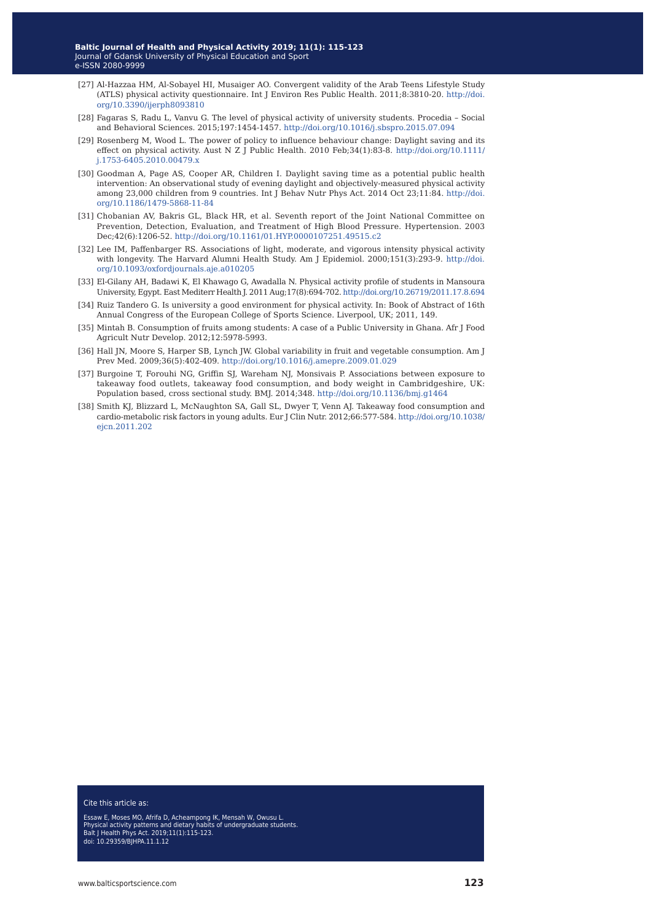[27] Al-Hazzaa HM, Al-Sobayel HI, Musaiger AO. Convergent validity of the Arab Teens Lifestyle Study (ATLS) physical activity questionnaire. Int J Environ Res Public Health. 2011;8:3810-20. http://doi.org/10.3390/ijerph8093810

[28] Fagaras S, Radu L, Vanvu G. The level of physical activity of university students. Procedia – Social and Behavioral Sciences. 2015;197:1454-1457. http://doi.org/10.1016/j.sbspro.2015.07.094

[29] Rosenberg M, Wood L. The power of policy to influence behaviour change: Daylight saving and its effect on physical activity. Aust N Z J Public Health. 2010 Feb;34(1):83-8. http://doi.org/10.1111/j.1753-6405.2010.00479.x

[30] Goodman A, Page AS, Cooper AR, Children I. Daylight saving time as a potential public health intervention: An observational study of evening daylight and objectively-measured physical activity among 23,000 children from 9 countries. Int J Behav Nutr Phys Act. 2014 Oct 23;11:84. http://doi.org/10.1186/1479-5868-11-84

[31] Chobanian AV, Bakris GL, Black HR, et al. Seventh report of the Joint National Committee on Prevention, Detection, Evaluation, and Treatment of High Blood Pressure. Hypertension. 2003 Dec;42(6):1206-52. http://doi.org/10.1161/01.HYP.0000107251.49515.c2

[32] Lee IM, Paffenbarger RS. Associations of light, moderate, and vigorous intensity physical activity with longevity. The Harvard Alumni Health Study. Am J Epidemiol. 2000;151(3):293-9. http://doi.org/10.1093/oxfordjournals.aje.a010205

[33] El-Gilany AH, Badawi K, El Khawago G, Awadalla N. Physical activity profile of students in Mansoura University, Egypt. East Mediterr Health J. 2011 Aug;17(8):694-702. http://doi.org/10.26719/2011.17.8.694

[34] Ruiz Tandero G. Is university a good environment for physical activity. In: Book of Abstract of 16th Annual Congress of the European College of Sports Science. Liverpool, UK; 2011, 149.

[35] Mintah B. Consumption of fruits among students: A case of a Public University in Ghana. Afr J Food Agricult Nutr Develop. 2012;12:5978-5993.

[36] Hall JN, Moore S, Harper SB, Lynch JW. Global variability in fruit and vegetable consumption. Am J Prev Med. 2009;36(5):402-409. http://doi.org/10.1016/j.amepre.2009.01.029

[37] Burgoine T, Forouhi NG, Griffin SJ, Wareham NJ, Monsivais P. Associations between exposure to takeaway food outlets, takeaway food consumption, and body weight in Cambridgeshire, UK: Population based, cross sectional study. BMJ. 2014;348. http://doi.org/10.1136/bmj.g1464

[38] Smith KJ, Blizzard L, McNaughton SA, Gall SL, Dwyer T, Venn AJ. Takeaway food consumption and cardio-metabolic risk factors in young adults. Eur J Clin Nutr. 2012;66:577-584. http://doi.org/10.1038/ejcn.2011.202

Cite this article as:

Essaw E, Moses MO, Afrifa D, Acheampong IK, Mensah W, Owusu L.
Physical activity patterns and dietary habits of undergraduate students.
Balt J Health Phys Act. 2019;11(1):115-123.
doi: 10.29359/BJHPA.11.1.12